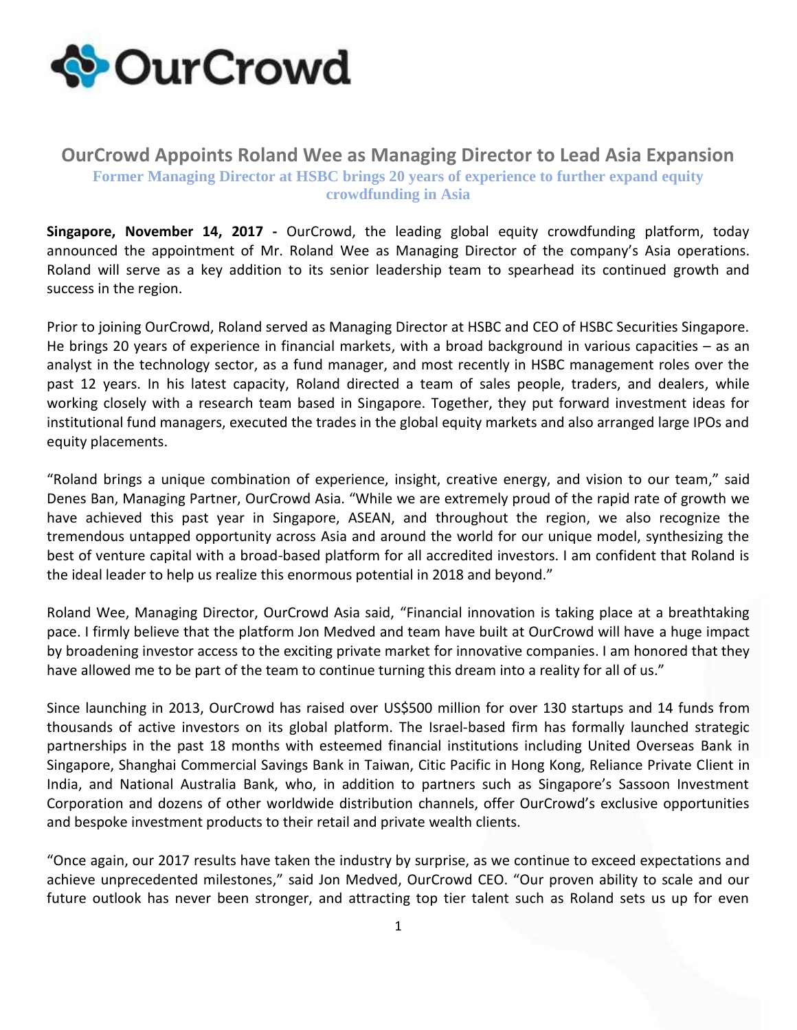# OurCrowd Appoints Roland Wee as Managing Director to Lead Asia Expansion

### Former Managing Director at HSBC brings 20 years of experience to further expand equity crowdfunding in Asia

**Singapore, November 14, 2017 -** OurCrowd, the leading global equity crowdfunding platform, today announced the appointment of Mr. Roland Wee as Managing Director of the company's Asia operations. Roland will serve as a key addition to its senior leadership team to spearhead its continued growth and success in the region.

Prior to joining OurCrowd, Roland served as Managing Director at HSBC and CEO of HSBC Securities Singapore. He brings 20 years of experience in financial markets, with a broad background in various capacities – as an analyst in the technology sector, as a fund manager, and most recently in HSBC management roles over the past 12 years. In his latest capacity, Roland directed a team of sales people, traders, and dealers, while working closely with a research team based in Singapore. Together, they put forward investment ideas for institutional fund managers, executed the trades in the global equity markets and also arranged large IPOs and equity placements.

"Roland brings a unique combination of experience, insight, creative energy, and vision to our team," said Denes Ban, Managing Partner, OurCrowd Asia. "While we are extremely proud of the rapid rate of growth we have achieved this past year in Singapore, ASEAN, and throughout the region, we also recognize the tremendous untapped opportunity across Asia and around the world for our unique model, synthesizing the best of venture capital with a broad-based platform for all accredited investors. I am confident that Roland is the ideal leader to help us realize this enormous potential in 2018 and beyond."

Roland Wee, Managing Director, OurCrowd Asia said, "Financial innovation is taking place at a breathtaking pace. I firmly believe that the platform Jon Medved and team have built at OurCrowd will have a huge impact by broadening investor access to the exciting private market for innovative companies. I am honored that they have allowed me to be part of the team to continue turning this dream into a reality for all of us."

Since launching in 2013, OurCrowd has raised over US$500 million for over 130 startups and 14 funds from thousands of active investors on its global platform. The Israel-based firm has formally launched strategic partnerships in the past 18 months with esteemed financial institutions including United Overseas Bank in Singapore, Shanghai Commercial Savings Bank in Taiwan, Citic Pacific in Hong Kong, Reliance Private Client in India, and National Australia Bank, who, in addition to partners such as Singapore's Sassoon Investment Corporation and dozens of other worldwide distribution channels, offer OurCrowd's exclusive opportunities and bespoke investment products to their retail and private wealth clients.

"Once again, our 2017 results have taken the industry by surprise, as we continue to exceed expectations and achieve unprecedented milestones," said Jon Medved, OurCrowd CEO. "Our proven ability to scale and our future outlook has never been stronger, and attracting top tier talent such as Roland sets us up for even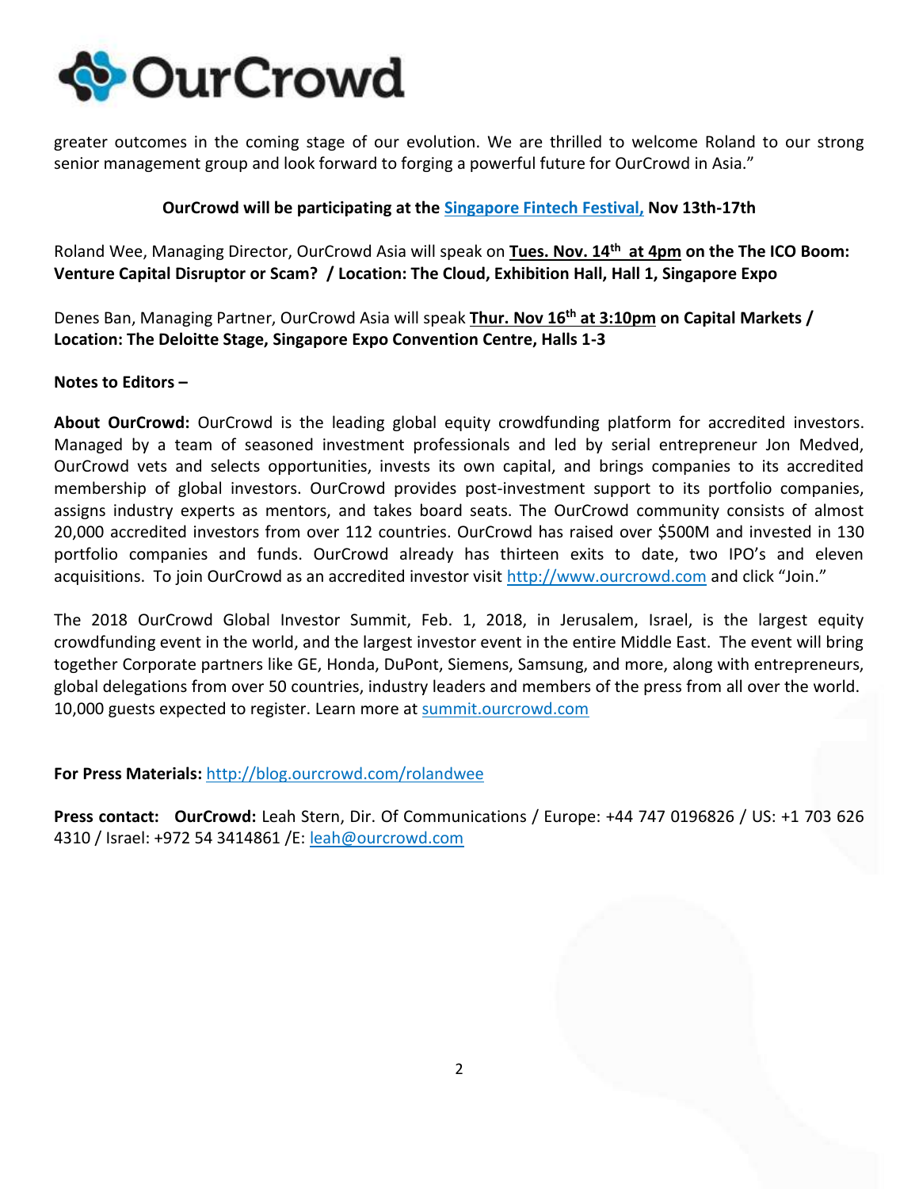greater outcomes in the coming stage of our evolution. We are thrilled to welcome Roland to our strong senior management group and look forward to forging a powerful future for OurCrowd in Asia."

**OurCrowd will be participating at the [Singapore Fintech Festival,](Singapore Fintech Festival) Nov 13th-17th**

Roland Wee, Managing Director, OurCrowd Asia will speak on **Tues. Nov. 14th at 4pm on the The ICO Boom: Venture Capital Disruptor or Scam? / Location: The Cloud, Exhibition Hall, Hall 1, Singapore Expo**

Denes Ban, Managing Partner, OurCrowd Asia will speak **Thur. Nov 16th at 3:10pm on Capital Markets / Location: The Deloitte Stage, Singapore Expo Convention Centre, Halls 1-3**

**Notes to Editors –**

**About OurCrowd:** OurCrowd is the leading global equity crowdfunding platform for accredited investors. Managed by a team of seasoned investment professionals and led by serial entrepreneur Jon Medved, OurCrowd vets and selects opportunities, invests its own capital, and brings companies to its accredited membership of global investors. OurCrowd provides post-investment support to its portfolio companies, assigns industry experts as mentors, and takes board seats. The OurCrowd community consists of almost 20,000 accredited investors from over 112 countries. OurCrowd has raised over $500M and invested in 130 portfolio companies and funds. OurCrowd already has thirteen exits to date, two IPO's and eleven acquisitions. To join OurCrowd as an accredited investor visit http://www.ourcrowd.com and click "Join."

The 2018 OurCrowd Global Investor Summit, Feb. 1, 2018, in Jerusalem, Israel, is the largest equity crowdfunding event in the world, and the largest investor event in the entire Middle East. The event will bring together Corporate partners like GE, Honda, DuPont, Siemens, Samsung, and more, along with entrepreneurs, global delegations from over 50 countries, industry leaders and members of the press from all over the world. 10,000 guests expected to register. Learn more at summit.ourcrowd.com

**For Press Materials:** http://blog.ourcrowd.com/rolandwee

**Press contact: OurCrowd:** Leah Stern, Dir. Of Communications / Europe: +44 747 0196826 / US: +1 703 626 4310 / Israel: +972 54 3414861 /E: leah@ourcrowd.com